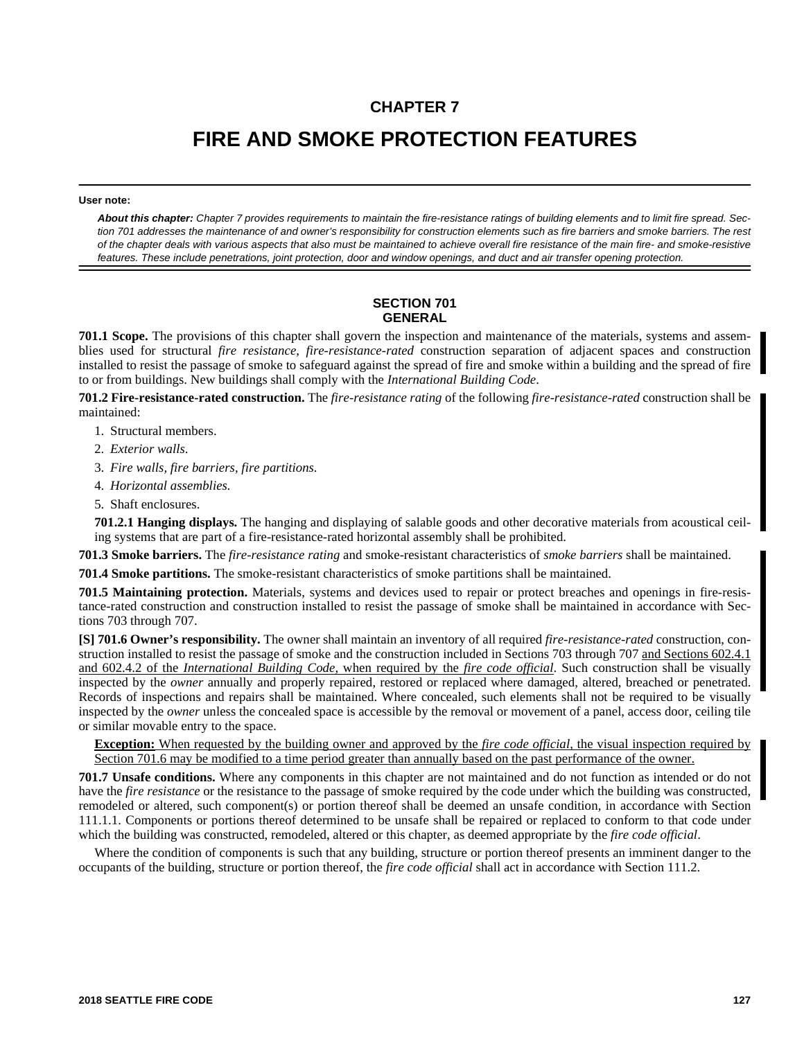# CHAPTER 7

# FIRE AND SMOKE PROTECTION FEATURES

**User note:**

***About this chapter:*** *Chapter 7 provides requirements to maintain the fire-resistance ratings of building elements and to limit fire spread. Section 701 addresses the maintenance of and owner's responsibility for construction elements such as fire barriers and smoke barriers. The rest of the chapter deals with various aspects that also must be maintained to achieve overall fire resistance of the main fire- and smoke-resistive features. These include penetrations, joint protection, door and window openings, and duct and air transfer opening protection.*

## SECTION 701
## GENERAL

**701.1 Scope.** The provisions of this chapter shall govern the inspection and maintenance of the materials, systems and assemblies used for structural *fire resistance*, *fire-resistance-rated* construction separation of adjacent spaces and construction installed to resist the passage of smoke to safeguard against the spread of fire and smoke within a building and the spread of fire to or from buildings. New buildings shall comply with the *International Building Code*.

**701.2 Fire-resistance-rated construction.** The *fire-resistance rating* of the following *fire-resistance-rated* construction shall be maintained:

1. Structural members.
2. *Exterior walls*.
3. *Fire walls, fire barriers, fire partitions*.
4. *Horizontal assemblies*.
5. Shaft enclosures.

**701.2.1 Hanging displays.** The hanging and displaying of salable goods and other decorative materials from acoustical ceiling systems that are part of a fire-resistance-rated horizontal assembly shall be prohibited.

**701.3 Smoke barriers.** The *fire-resistance rating* and smoke-resistant characteristics of *smoke barriers* shall be maintained.

**701.4 Smoke partitions.** The smoke-resistant characteristics of smoke partitions shall be maintained.

**701.5 Maintaining protection.** Materials, systems and devices used to repair or protect breaches and openings in fire-resistance-rated construction and construction installed to resist the passage of smoke shall be maintained in accordance with Sections 703 through 707.

**[S] 701.6 Owner's responsibility.** The owner shall maintain an inventory of all required *fire-resistance-rated* construction, construction installed to resist the passage of smoke and the construction included in Sections 703 through 707 and Sections 602.4.1 and 602.4.2 of the *International Building Code,* when required by the *fire code official*. Such construction shall be visually inspected by the *owner* annually and properly repaired, restored or replaced where damaged, altered, breached or penetrated. Records of inspections and repairs shall be maintained. Where concealed, such elements shall not be required to be visually inspected by the *owner* unless the concealed space is accessible by the removal or movement of a panel, access door, ceiling tile or similar movable entry to the space.

**Exception:** When requested by the building owner and approved by the *fire code official*, the visual inspection required by Section 701.6 may be modified to a time period greater than annually based on the past performance of the owner.

**701.7 Unsafe conditions.** Where any components in this chapter are not maintained and do not function as intended or do not have the *fire resistance* or the resistance to the passage of smoke required by the code under which the building was constructed, remodeled or altered, such component(s) or portion thereof shall be deemed an unsafe condition, in accordance with Section 111.1.1. Components or portions thereof determined to be unsafe shall be repaired or replaced to conform to that code under which the building was constructed, remodeled, altered or this chapter, as deemed appropriate by the *fire code official*.

Where the condition of components is such that any building, structure or portion thereof presents an imminent danger to the occupants of the building, structure or portion thereof, the *fire code official* shall act in accordance with Section 111.2.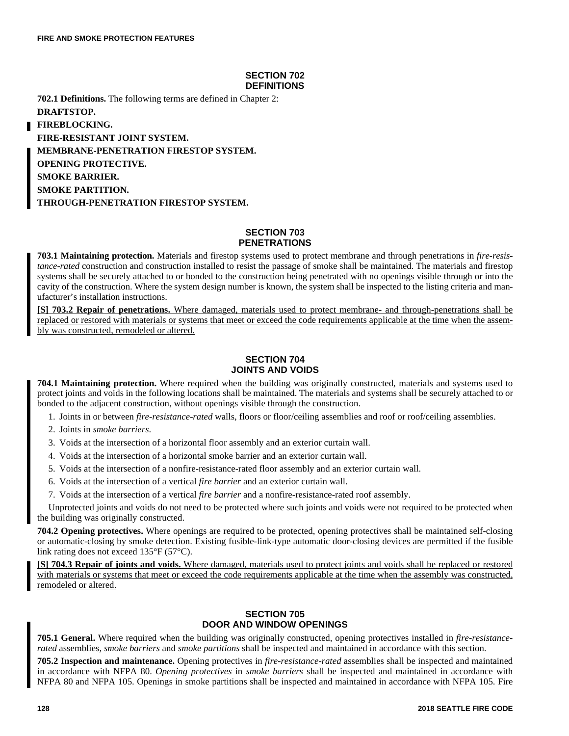## SECTION 702
## DEFINITIONS

**702.1 Definitions.** The following terms are defined in Chapter 2:

**DRAFTSTOP.**

**FIREBLOCKING.**

**FIRE-RESISTANT JOINT SYSTEM.**

**MEMBRANE-PENETRATION FIRESTOP SYSTEM.**

**OPENING PROTECTIVE.**

**SMOKE BARRIER.**

**SMOKE PARTITION.**

**THROUGH-PENETRATION FIRESTOP SYSTEM.**

## SECTION 703
## PENETRATIONS

**703.1 Maintaining protection.** Materials and firestop systems used to protect membrane and through penetrations in *fire-resistance-rated* construction and construction installed to resist the passage of smoke shall be maintained. The materials and firestop systems shall be securely attached to or bonded to the construction being penetrated with no openings visible through or into the cavity of the construction. Where the system design number is known, the system shall be inspected to the listing criteria and manufacturer's installation instructions.

**[S] 703.2 Repair of penetrations.** Where damaged, materials used to protect membrane- and through-penetrations shall be replaced or restored with materials or systems that meet or exceed the code requirements applicable at the time when the assembly was constructed, remodeled or altered.

## SECTION 704
## JOINTS AND VOIDS

**704.1 Maintaining protection.** Where required when the building was originally constructed, materials and systems used to protect joints and voids in the following locations shall be maintained. The materials and systems shall be securely attached to or bonded to the adjacent construction, without openings visible through the construction.

1. Joints in or between *fire-resistance-rated* walls, floors or floor/ceiling assemblies and roof or roof/ceiling assemblies.
2. Joints in *smoke barriers*.
3. Voids at the intersection of a horizontal floor assembly and an exterior curtain wall.
4. Voids at the intersection of a horizontal smoke barrier and an exterior curtain wall.
5. Voids at the intersection of a nonfire-resistance-rated floor assembly and an exterior curtain wall.
6. Voids at the intersection of a vertical *fire barrier* and an exterior curtain wall.
7. Voids at the intersection of a vertical *fire barrier* and a nonfire-resistance-rated roof assembly.

Unprotected joints and voids do not need to be protected where such joints and voids were not required to be protected when the building was originally constructed.

**704.2 Opening protectives.** Where openings are required to be protected, opening protectives shall be maintained self-closing or automatic-closing by smoke detection. Existing fusible-link-type automatic door-closing devices are permitted if the fusible link rating does not exceed 135°F (57°C).

**[S] 704.3 Repair of joints and voids.** Where damaged, materials used to protect joints and voids shall be replaced or restored with materials or systems that meet or exceed the code requirements applicable at the time when the assembly was constructed, remodeled or altered.

## SECTION 705
## DOOR AND WINDOW OPENINGS

**705.1 General.** Where required when the building was originally constructed, opening protectives installed in *fire-resistance-rated* assemblies, *smoke barriers* and *smoke partitions* shall be inspected and maintained in accordance with this section.

**705.2 Inspection and maintenance.** Opening protectives in *fire-resistance-rated* assemblies shall be inspected and maintained in accordance with NFPA 80. *Opening protectives* in *smoke barriers* shall be inspected and maintained in accordance with NFPA 80 and NFPA 105. Openings in smoke partitions shall be inspected and maintained in accordance with NFPA 105. Fire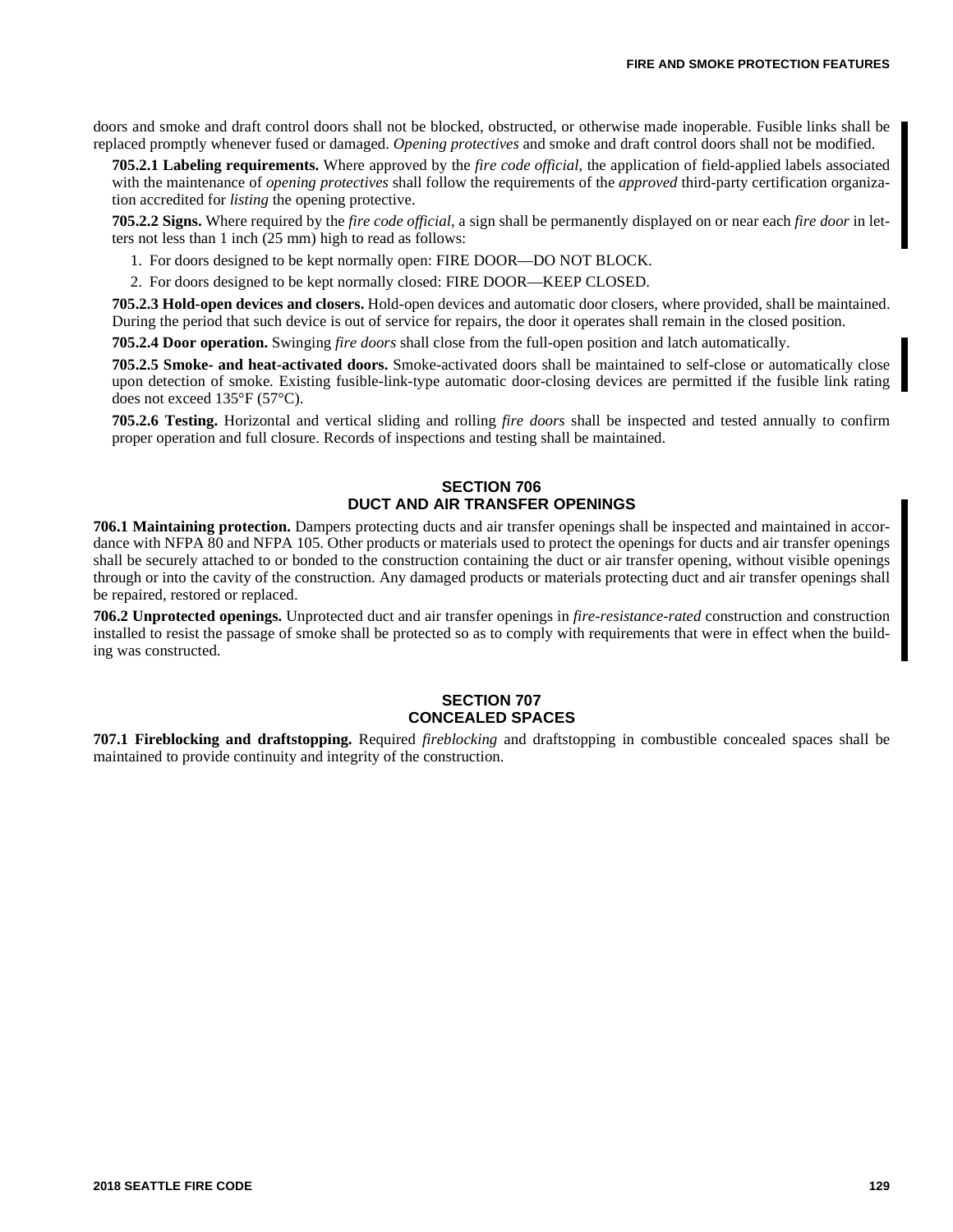doors and smoke and draft control doors shall not be blocked, obstructed, or otherwise made inoperable. Fusible links shall be replaced promptly whenever fused or damaged. *Opening protectives* and smoke and draft control doors shall not be modified.

**705.2.1 Labeling requirements.** Where approved by the *fire code official*, the application of field-applied labels associated with the maintenance of *opening protectives* shall follow the requirements of the *approved* third-party certification organization accredited for *listing* the opening protective.

**705.2.2 Signs.** Where required by the *fire code official*, a sign shall be permanently displayed on or near each *fire door* in letters not less than 1 inch (25 mm) high to read as follows:

1. For doors designed to be kept normally open: FIRE DOOR—DO NOT BLOCK.
2. For doors designed to be kept normally closed: FIRE DOOR—KEEP CLOSED.

**705.2.3 Hold-open devices and closers.** Hold-open devices and automatic door closers, where provided, shall be maintained. During the period that such device is out of service for repairs, the door it operates shall remain in the closed position.

**705.2.4 Door operation.** Swinging *fire doors* shall close from the full-open position and latch automatically.

**705.2.5 Smoke- and heat-activated doors.** Smoke-activated doors shall be maintained to self-close or automatically close upon detection of smoke. Existing fusible-link-type automatic door-closing devices are permitted if the fusible link rating does not exceed 135°F (57°C).

**705.2.6 Testing.** Horizontal and vertical sliding and rolling *fire doors* shall be inspected and tested annually to confirm proper operation and full closure. Records of inspections and testing shall be maintained.

## SECTION 706
## DUCT AND AIR TRANSFER OPENINGS

**706.1 Maintaining protection.** Dampers protecting ducts and air transfer openings shall be inspected and maintained in accordance with NFPA 80 and NFPA 105. Other products or materials used to protect the openings for ducts and air transfer openings shall be securely attached to or bonded to the construction containing the duct or air transfer opening, without visible openings through or into the cavity of the construction. Any damaged products or materials protecting duct and air transfer openings shall be repaired, restored or replaced.

**706.2 Unprotected openings.** Unprotected duct and air transfer openings in *fire-resistance-rated* construction and construction installed to resist the passage of smoke shall be protected so as to comply with requirements that were in effect when the building was constructed.

## SECTION 707
## CONCEALED SPACES

**707.1 Fireblocking and draftstopping.** Required *fireblocking* and draftstopping in combustible concealed spaces shall be maintained to provide continuity and integrity of the construction.